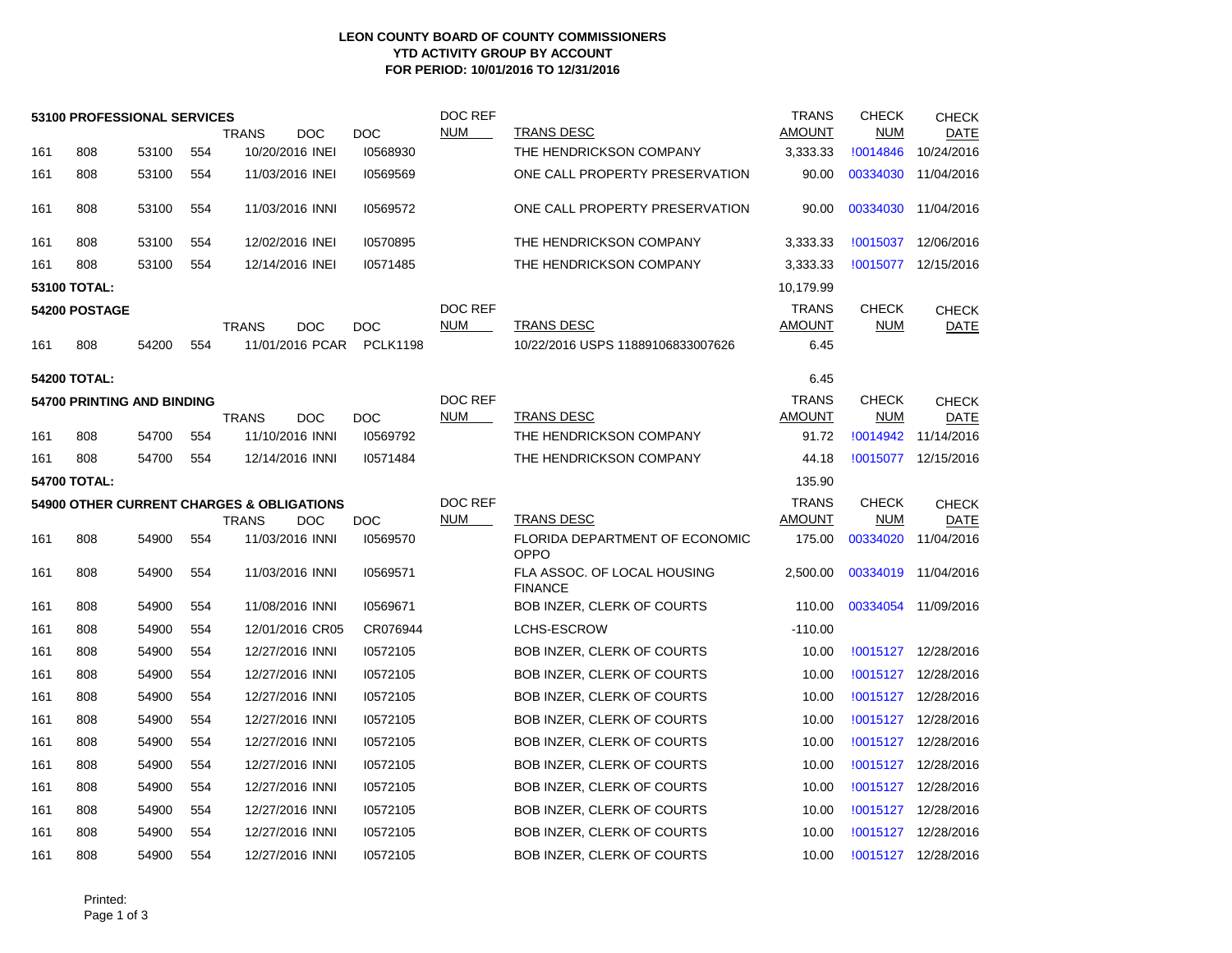# LEON COUNTY BOARD OF COUNTY COMMISSIONERS
## YTD ACTIVITY GROUP BY ACCOUNT
### FOR PERIOD: 10/01/2016 TO 12/31/2016

**53100 PROFESSIONAL SERVICES**

| | | | | TRANS | DOC | DOC | DOC REF NUM | TRANS DESC | TRANS AMOUNT | CHECK NUM | CHECK DATE |
|---|---|---|---|---|---|---|---|---|---|---|---|
| 161 | 808 | 53100 | 554 | 10/20/2016 | INEI | I0568930 | | THE HENDRICKSON COMPANY | 3,333.33 | !0014846 | 10/24/2016 |
| 161 | 808 | 53100 | 554 | 11/03/2016 | INEI | I0569569 | | ONE CALL PROPERTY PRESERVATION | 90.00 | 00334030 | 11/04/2016 |
| 161 | 808 | 53100 | 554 | 11/03/2016 | INNI | I0569572 | | ONE CALL PROPERTY PRESERVATION | 90.00 | 00334030 | 11/04/2016 |
| 161 | 808 | 53100 | 554 | 12/02/2016 | INEI | I0570895 | | THE HENDRICKSON COMPANY | 3,333.33 | !0015037 | 12/06/2016 |
| 161 | 808 | 53100 | 554 | 12/14/2016 | INEI | I0571485 | | THE HENDRICKSON COMPANY | 3,333.33 | !0015077 | 12/15/2016 |
| **53100 TOTAL:** | | | | | | | | | 10,179.99 | | |

**54200 POSTAGE**

| | | | | TRANS | DOC | DOC | DOC REF NUM | TRANS DESC | TRANS AMOUNT | CHECK NUM | CHECK DATE |
|---|---|---|---|---|---|---|---|---|---|---|---|
| 161 | 808 | 54200 | 554 | 11/01/2016 | PCAR | PCLK1198 | | 10/22/2016 USPS 11889106833007626 | 6.45 | | |
| **54200 TOTAL:** | | | | | | | | | 6.45 | | |

**54700 PRINTING AND BINDING**

| | | | | TRANS | DOC | DOC | DOC REF NUM | TRANS DESC | TRANS AMOUNT | CHECK NUM | CHECK DATE |
|---|---|---|---|---|---|---|---|---|---|---|---|
| 161 | 808 | 54700 | 554 | 11/10/2016 | INNI | I0569792 | | THE HENDRICKSON COMPANY | 91.72 | !0014942 | 11/14/2016 |
| 161 | 808 | 54700 | 554 | 12/14/2016 | INNI | I0571484 | | THE HENDRICKSON COMPANY | 44.18 | !0015077 | 12/15/2016 |
| **54700 TOTAL:** | | | | | | | | | 135.90 | | |

**54900 OTHER CURRENT CHARGES & OBLIGATIONS**

| | | | | TRANS | DOC | DOC | DOC REF NUM | TRANS DESC | TRANS AMOUNT | CHECK NUM | CHECK DATE |
|---|---|---|---|---|---|---|---|---|---|---|---|
| 161 | 808 | 54900 | 554 | 11/03/2016 | INNI | I0569570 | | FLORIDA DEPARTMENT OF ECONOMIC OPPO | 175.00 | 00334020 | 11/04/2016 |
| 161 | 808 | 54900 | 554 | 11/03/2016 | INNI | I0569571 | | FLA ASSOC. OF LOCAL HOUSING FINANCE | 2,500.00 | 00334019 | 11/04/2016 |
| 161 | 808 | 54900 | 554 | 11/08/2016 | INNI | I0569671 | | BOB INZER, CLERK OF COURTS | 110.00 | 00334054 | 11/09/2016 |
| 161 | 808 | 54900 | 554 | 12/01/2016 | CR05 | CR076944 | | LCHS-ESCROW | -110.00 | | |
| 161 | 808 | 54900 | 554 | 12/27/2016 | INNI | I0572105 | | BOB INZER, CLERK OF COURTS | 10.00 | !0015127 | 12/28/2016 |
| 161 | 808 | 54900 | 554 | 12/27/2016 | INNI | I0572105 | | BOB INZER, CLERK OF COURTS | 10.00 | !0015127 | 12/28/2016 |
| 161 | 808 | 54900 | 554 | 12/27/2016 | INNI | I0572105 | | BOB INZER, CLERK OF COURTS | 10.00 | !0015127 | 12/28/2016 |
| 161 | 808 | 54900 | 554 | 12/27/2016 | INNI | I0572105 | | BOB INZER, CLERK OF COURTS | 10.00 | !0015127 | 12/28/2016 |
| 161 | 808 | 54900 | 554 | 12/27/2016 | INNI | I0572105 | | BOB INZER, CLERK OF COURTS | 10.00 | !0015127 | 12/28/2016 |
| 161 | 808 | 54900 | 554 | 12/27/2016 | INNI | I0572105 | | BOB INZER, CLERK OF COURTS | 10.00 | !0015127 | 12/28/2016 |
| 161 | 808 | 54900 | 554 | 12/27/2016 | INNI | I0572105 | | BOB INZER, CLERK OF COURTS | 10.00 | !0015127 | 12/28/2016 |
| 161 | 808 | 54900 | 554 | 12/27/2016 | INNI | I0572105 | | BOB INZER, CLERK OF COURTS | 10.00 | !0015127 | 12/28/2016 |
| 161 | 808 | 54900 | 554 | 12/27/2016 | INNI | I0572105 | | BOB INZER, CLERK OF COURTS | 10.00 | !0015127 | 12/28/2016 |
| 161 | 808 | 54900 | 554 | 12/27/2016 | INNI | I0572105 | | BOB INZER, CLERK OF COURTS | 10.00 | !0015127 | 12/28/2016 |

Printed: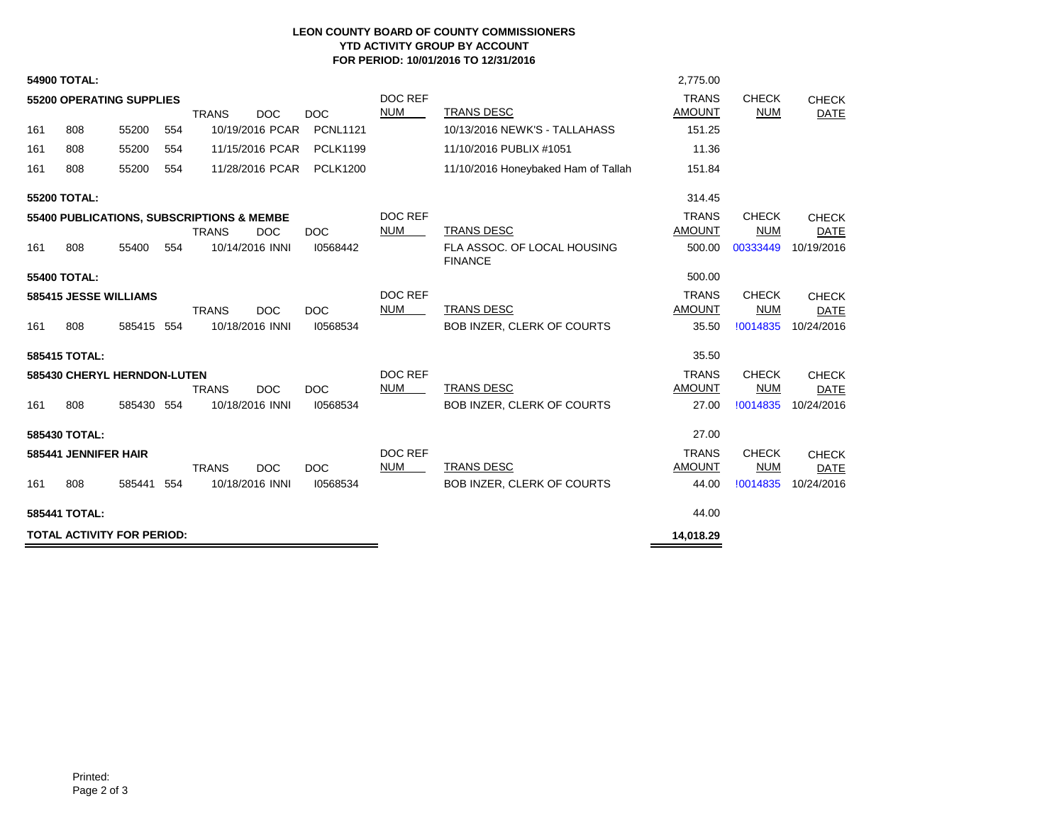**LEON COUNTY BOARD OF COUNTY COMMISSIONERS**
**YTD ACTIVITY GROUP BY ACCOUNT**
**FOR PERIOD: 10/01/2016 TO 12/31/2016**

**54900 TOTAL:** 2,775.00

**55200 OPERATING SUPPLIES**

| | | | | TRANS | DOC | DOC | DOC REF NUM | TRANS DESC | TRANS AMOUNT | CHECK NUM | CHECK DATE |
|---|---|---|---|---|---|---|---|---|---|---|---|
| 161 | 808 | 55200 | 554 | 10/19/2016 | PCAR | PCNL1121 | | 10/13/2016 NEWK'S - TALLAHASS | 151.25 | | |
| 161 | 808 | 55200 | 554 | 11/15/2016 | PCAR | PCLK1199 | | 11/10/2016 PUBLIX #1051 | 11.36 | | |
| 161 | 808 | 55200 | 554 | 11/28/2016 | PCAR | PCLK1200 | | 11/10/2016 Honeybaked Ham of Tallah | 151.84 | | |

**55200 TOTAL:** 314.45

**55400 PUBLICATIONS, SUBSCRIPTIONS & MEMBE**

| | | | | TRANS | DOC | DOC | DOC REF NUM | TRANS DESC | TRANS AMOUNT | CHECK NUM | CHECK DATE |
|---|---|---|---|---|---|---|---|---|---|---|---|
| 161 | 808 | 55400 | 554 | 10/14/2016 | INNI | I0568442 | | FLA ASSOC. OF LOCAL HOUSING FINANCE | 500.00 | 00333449 | 10/19/2016 |

**55400 TOTAL:** 500.00

**585415 JESSE WILLIAMS**

| | | | | TRANS | DOC | DOC | DOC REF NUM | TRANS DESC | TRANS AMOUNT | CHECK NUM | CHECK DATE |
|---|---|---|---|---|---|---|---|---|---|---|---|
| 161 | 808 | 585415 | 554 | 10/18/2016 | INNI | I0568534 | | BOB INZER, CLERK OF COURTS | 35.50 | !0014835 | 10/24/2016 |

**585415 TOTAL:** 35.50

**585430 CHERYL HERNDON-LUTEN**

| | | | | TRANS | DOC | DOC | DOC REF NUM | TRANS DESC | TRANS AMOUNT | CHECK NUM | CHECK DATE |
|---|---|---|---|---|---|---|---|---|---|---|---|
| 161 | 808 | 585430 | 554 | 10/18/2016 | INNI | I0568534 | | BOB INZER, CLERK OF COURTS | 27.00 | !0014835 | 10/24/2016 |

**585430 TOTAL:** 27.00

**585441 JENNIFER HAIR**

| | | | | TRANS | DOC | DOC | DOC REF NUM | TRANS DESC | TRANS AMOUNT | CHECK NUM | CHECK DATE |
|---|---|---|---|---|---|---|---|---|---|---|---|
| 161 | 808 | 585441 | 554 | 10/18/2016 | INNI | I0568534 | | BOB INZER, CLERK OF COURTS | 44.00 | !0014835 | 10/24/2016 |

**585441 TOTAL:** 44.00

**TOTAL ACTIVITY FOR PERIOD:** **14,018.29**

Printed: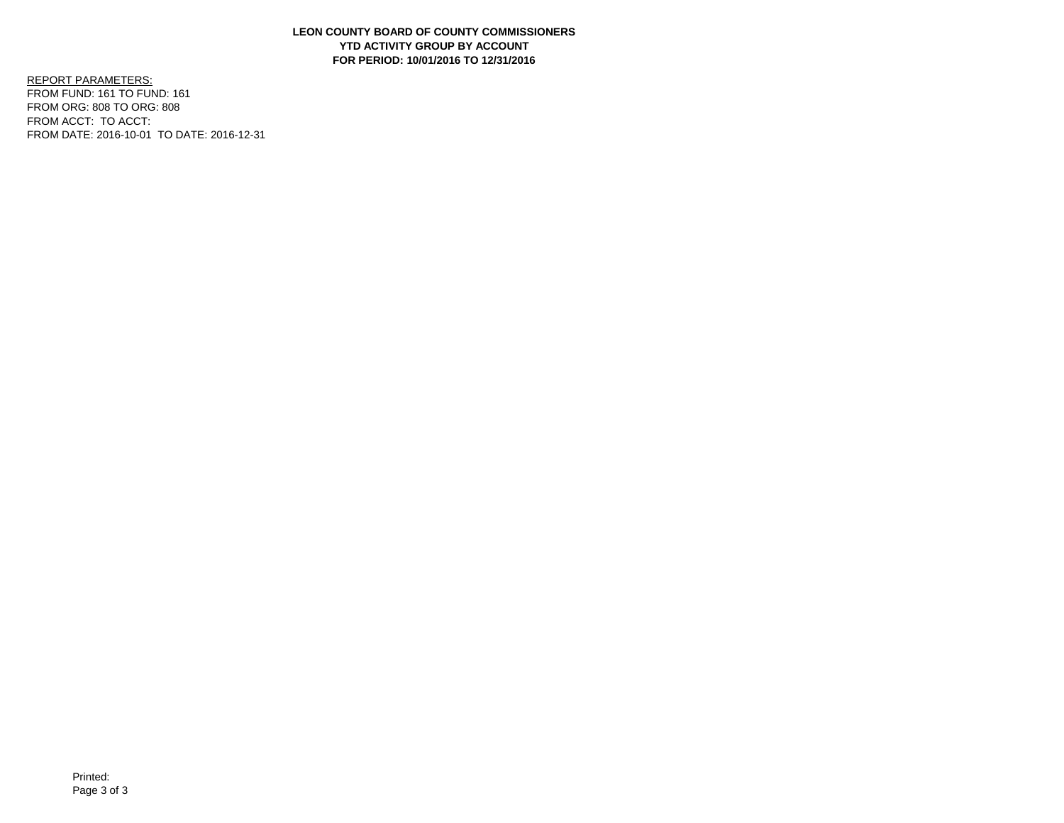**LEON COUNTY BOARD OF COUNTY COMMISSIONERS**
**YTD ACTIVITY GROUP BY ACCOUNT**
**FOR PERIOD: 10/01/2016 TO 12/31/2016**

REPORT PARAMETERS:
FROM FUND: 161 TO FUND: 161
FROM ORG: 808 TO ORG: 808
FROM ACCT:  TO ACCT:
FROM DATE: 2016-10-01  TO DATE: 2016-12-31

Printed: